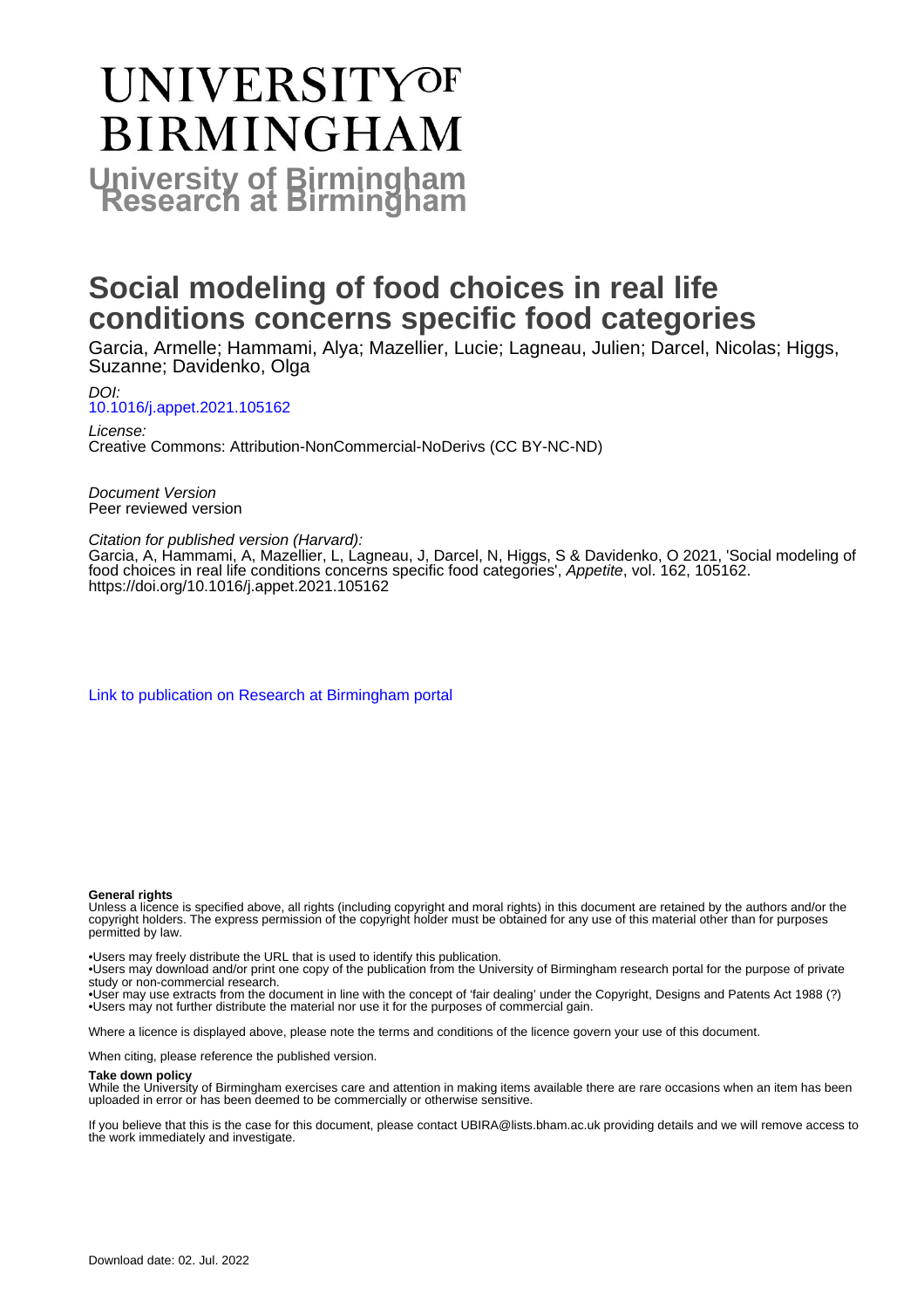# UNIVERSITY OF BIRMINGHAM

## University of Birmingham Research at Birmingham

# Social modeling of food choices in real life conditions concerns specific food categories

Garcia, Armelle; Hammami, Alya; Mazellier, Lucie; Lagneau, Julien; Darcel, Nicolas; Higgs, Suzanne; Davidenko, Olga

*DOI:*
10.1016/j.appet.2021.105162

*License:*
Creative Commons: Attribution-NonCommercial-NoDerivs (CC BY-NC-ND)

*Document Version*
Peer reviewed version

*Citation for published version (Harvard):*
Garcia, A, Hammami, A, Mazellier, L, Lagneau, J, Darcel, N, Higgs, S & Davidenko, O 2021, 'Social modeling of food choices in real life conditions concerns specific food categories', *Appetite*, vol. 162, 105162. https://doi.org/10.1016/j.appet.2021.105162

Link to publication on Research at Birmingham portal

**General rights**
Unless a licence is specified above, all rights (including copyright and moral rights) in this document are retained by the authors and/or the copyright holders. The express permission of the copyright holder must be obtained for any use of this material other than for purposes permitted by law.

•Users may freely distribute the URL that is used to identify this publication.
•Users may download and/or print one copy of the publication from the University of Birmingham research portal for the purpose of private study or non-commercial research.
•User may use extracts from the document in line with the concept of 'fair dealing' under the Copyright, Designs and Patents Act 1988 (?)
•Users may not further distribute the material nor use it for the purposes of commercial gain.

Where a licence is displayed above, please note the terms and conditions of the licence govern your use of this document.

When citing, please reference the published version.

**Take down policy**
While the University of Birmingham exercises care and attention in making items available there are rare occasions when an item has been uploaded in error or has been deemed to be commercially or otherwise sensitive.

If you believe that this is the case for this document, please contact UBIRA@lists.bham.ac.uk providing details and we will remove access to the work immediately and investigate.

Download date: 02. Jul. 2022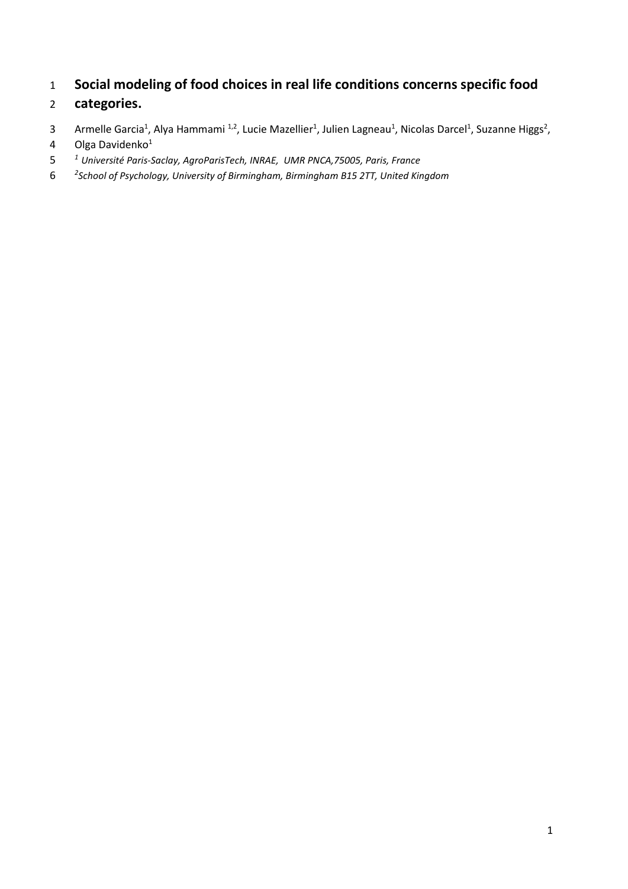# Social modeling of food choices in real life conditions concerns specific food categories.

Armelle Garcia[1], Alya Hammami [1,2], Lucie Mazellier[1], Julien Lagneau[1], Nicolas Darcel[1], Suzanne Higgs[2], Olga Davidenko[1]

*[1] Université Paris-Saclay, AgroParisTech, INRAE, UMR PNCA,75005, Paris, France*

*[2]School of Psychology, University of Birmingham, Birmingham B15 2TT, United Kingdom*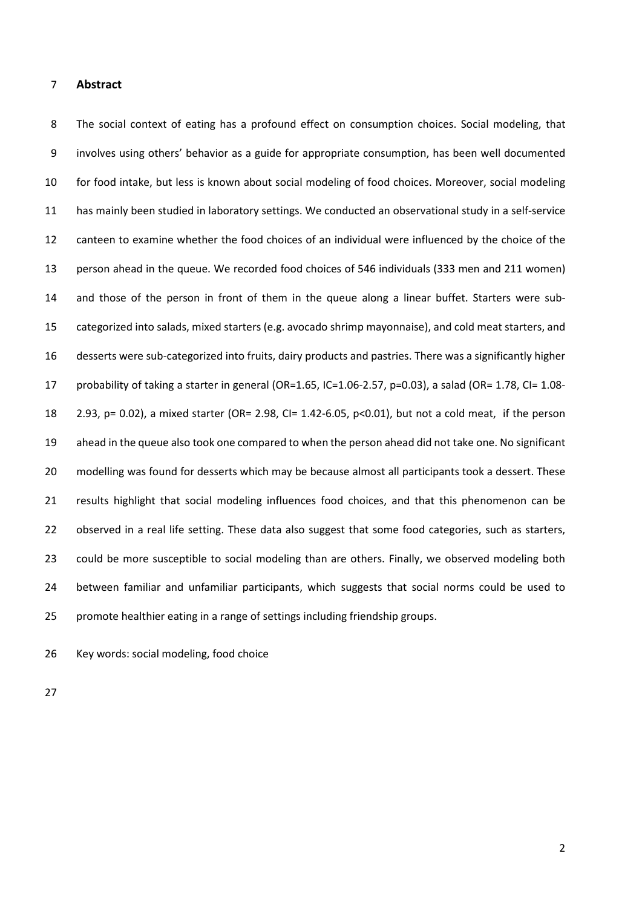## Abstract

The social context of eating has a profound effect on consumption choices. Social modeling, that involves using others' behavior as a guide for appropriate consumption, has been well documented for food intake, but less is known about social modeling of food choices. Moreover, social modeling has mainly been studied in laboratory settings. We conducted an observational study in a self-service canteen to examine whether the food choices of an individual were influenced by the choice of the person ahead in the queue. We recorded food choices of 546 individuals (333 men and 211 women) and those of the person in front of them in the queue along a linear buffet. Starters were sub-categorized into salads, mixed starters (e.g. avocado shrimp mayonnaise), and cold meat starters, and desserts were sub-categorized into fruits, dairy products and pastries. There was a significantly higher probability of taking a starter in general (OR=1.65, IC=1.06-2.57, p=0.03), a salad (OR= 1.78, CI= 1.08-2.93, p= 0.02), a mixed starter (OR= 2.98, CI= 1.42-6.05, p<0.01), but not a cold meat, if the person ahead in the queue also took one compared to when the person ahead did not take one. No significant modelling was found for desserts which may be because almost all participants took a dessert. These results highlight that social modeling influences food choices, and that this phenomenon can be observed in a real life setting. These data also suggest that some food categories, such as starters, could be more susceptible to social modeling than are others. Finally, we observed modeling both between familiar and unfamiliar participants, which suggests that social norms could be used to promote healthier eating in a range of settings including friendship groups.

Key words: social modeling, food choice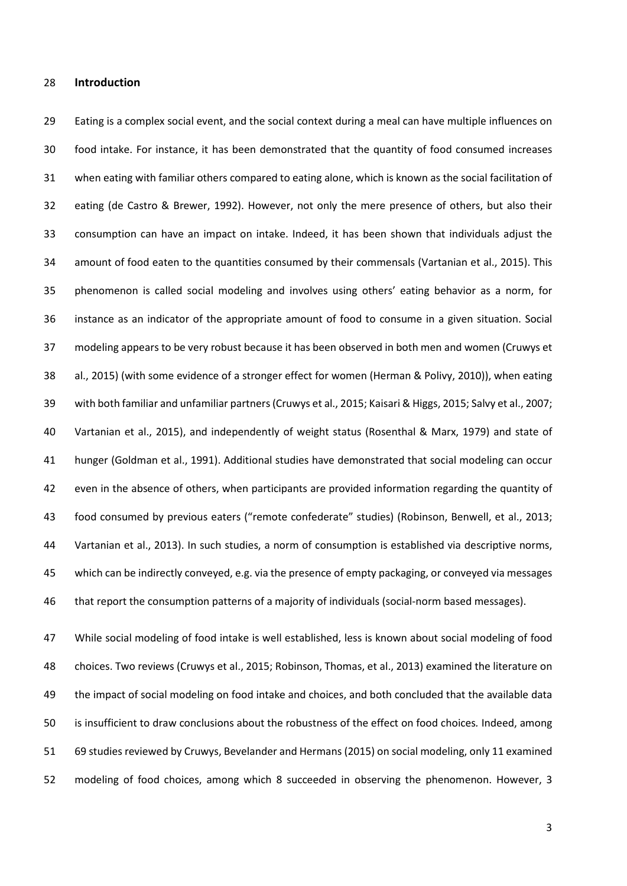## Introduction

Eating is a complex social event, and the social context during a meal can have multiple influences on food intake. For instance, it has been demonstrated that the quantity of food consumed increases when eating with familiar others compared to eating alone, which is known as the social facilitation of eating (de Castro & Brewer, 1992). However, not only the mere presence of others, but also their consumption can have an impact on intake. Indeed, it has been shown that individuals adjust the amount of food eaten to the quantities consumed by their commensals (Vartanian et al., 2015). This phenomenon is called social modeling and involves using others' eating behavior as a norm, for instance as an indicator of the appropriate amount of food to consume in a given situation. Social modeling appears to be very robust because it has been observed in both men and women (Cruwys et al., 2015) (with some evidence of a stronger effect for women (Herman & Polivy, 2010)), when eating with both familiar and unfamiliar partners (Cruwys et al., 2015; Kaisari & Higgs, 2015; Salvy et al., 2007; Vartanian et al., 2015), and independently of weight status (Rosenthal & Marx, 1979) and state of hunger (Goldman et al., 1991). Additional studies have demonstrated that social modeling can occur even in the absence of others, when participants are provided information regarding the quantity of food consumed by previous eaters ("remote confederate" studies) (Robinson, Benwell, et al., 2013; Vartanian et al., 2013). In such studies, a norm of consumption is established via descriptive norms, which can be indirectly conveyed, e.g. via the presence of empty packaging, or conveyed via messages that report the consumption patterns of a majority of individuals (social-norm based messages).

While social modeling of food intake is well established, less is known about social modeling of food choices. Two reviews (Cruwys et al., 2015; Robinson, Thomas, et al., 2013) examined the literature on the impact of social modeling on food intake and choices, and both concluded that the available data is insufficient to draw conclusions about the robustness of the effect on food choices. Indeed, among 69 studies reviewed by Cruwys, Bevelander and Hermans (2015) on social modeling, only 11 examined modeling of food choices, among which 8 succeeded in observing the phenomenon. However, 3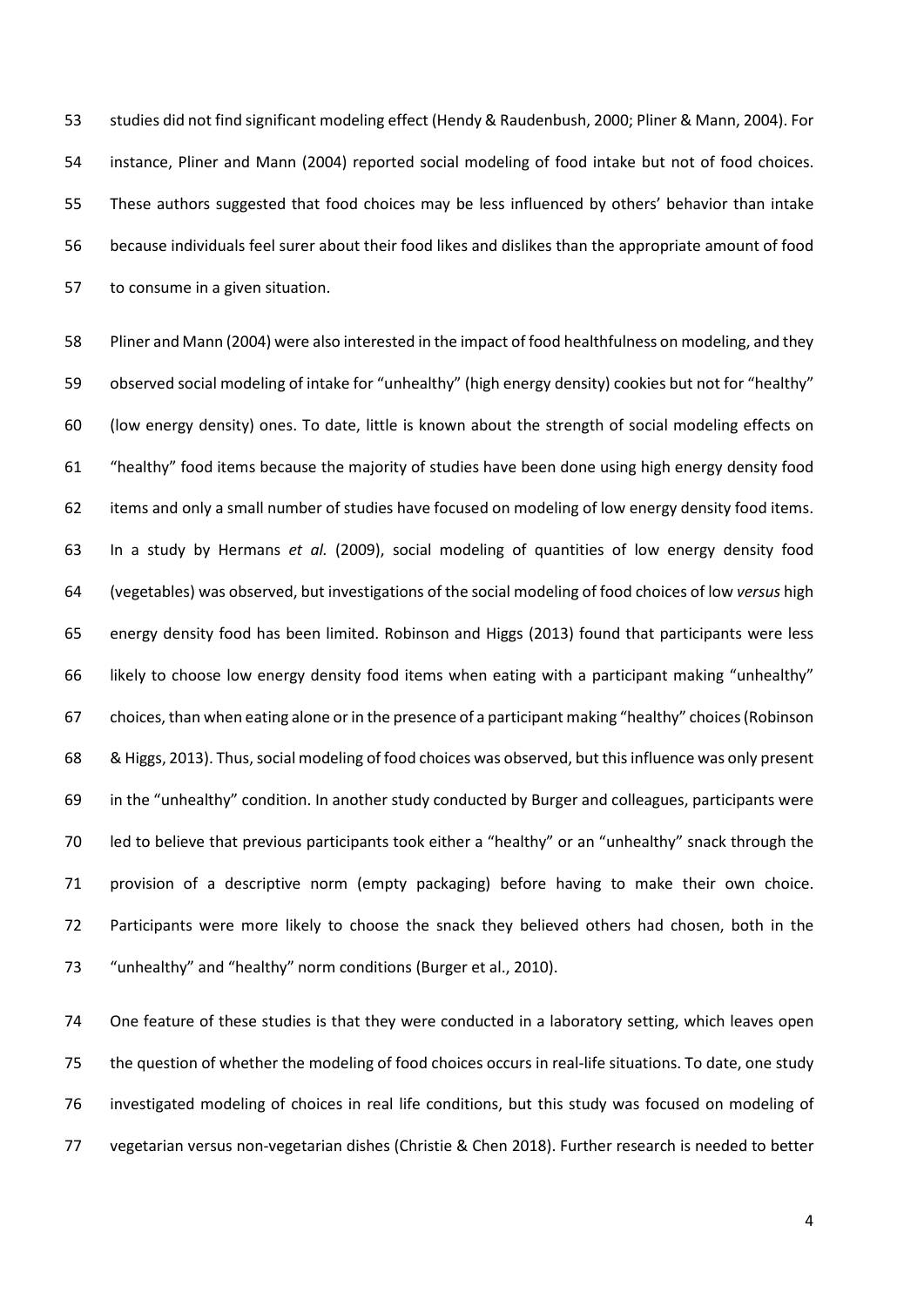studies did not find significant modeling effect (Hendy & Raudenbush, 2000; Pliner & Mann, 2004). For instance, Pliner and Mann (2004) reported social modeling of food intake but not of food choices. These authors suggested that food choices may be less influenced by others' behavior than intake because individuals feel surer about their food likes and dislikes than the appropriate amount of food to consume in a given situation.

Pliner and Mann (2004) were also interested in the impact of food healthfulness on modeling, and they observed social modeling of intake for "unhealthy" (high energy density) cookies but not for "healthy" (low energy density) ones. To date, little is known about the strength of social modeling effects on "healthy" food items because the majority of studies have been done using high energy density food items and only a small number of studies have focused on modeling of low energy density food items. In a study by Hermans *et al.* (2009), social modeling of quantities of low energy density food (vegetables) was observed, but investigations of the social modeling of food choices of low *versus* high energy density food has been limited. Robinson and Higgs (2013) found that participants were less likely to choose low energy density food items when eating with a participant making "unhealthy" choices, than when eating alone or in the presence of a participant making "healthy" choices (Robinson & Higgs, 2013). Thus, social modeling of food choices was observed, but this influence was only present in the "unhealthy" condition. In another study conducted by Burger and colleagues, participants were led to believe that previous participants took either a "healthy" or an "unhealthy" snack through the provision of a descriptive norm (empty packaging) before having to make their own choice. Participants were more likely to choose the snack they believed others had chosen, both in the "unhealthy" and "healthy" norm conditions (Burger et al., 2010).

One feature of these studies is that they were conducted in a laboratory setting, which leaves open the question of whether the modeling of food choices occurs in real-life situations. To date, one study investigated modeling of choices in real life conditions, but this study was focused on modeling of vegetarian versus non-vegetarian dishes (Christie & Chen 2018). Further research is needed to better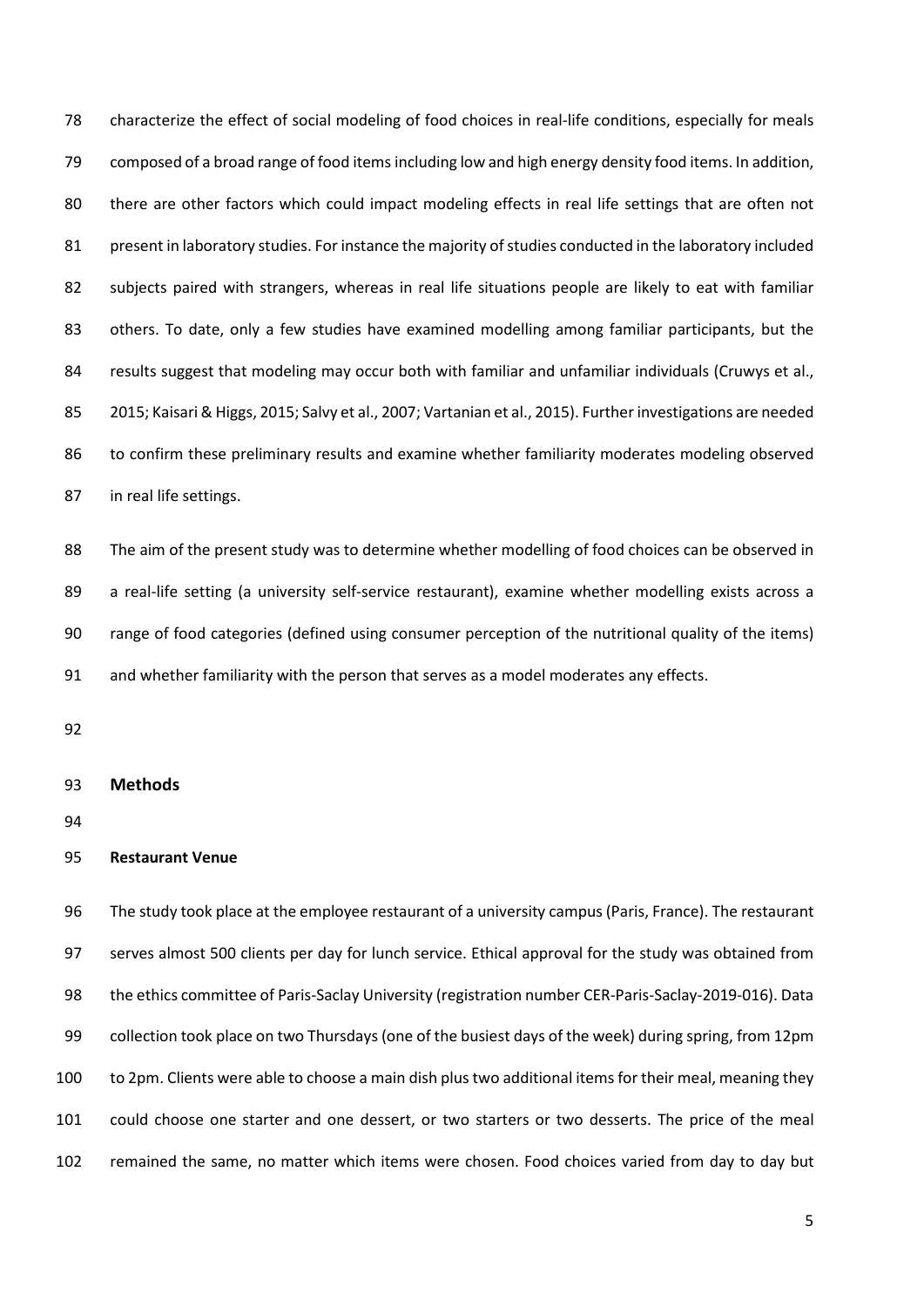characterize the effect of social modeling of food choices in real-life conditions, especially for meals composed of a broad range of food items including low and high energy density food items. In addition, there are other factors which could impact modeling effects in real life settings that are often not present in laboratory studies. For instance the majority of studies conducted in the laboratory included subjects paired with strangers, whereas in real life situations people are likely to eat with familiar others. To date, only a few studies have examined modelling among familiar participants, but the results suggest that modeling may occur both with familiar and unfamiliar individuals (Cruwys et al., 2015; Kaisari & Higgs, 2015; Salvy et al., 2007; Vartanian et al., 2015). Further investigations are needed to confirm these preliminary results and examine whether familiarity moderates modeling observed in real life settings.

The aim of the present study was to determine whether modelling of food choices can be observed in a real-life setting (a university self-service restaurant), examine whether modelling exists across a range of food categories (defined using consumer perception of the nutritional quality of the items) and whether familiarity with the person that serves as a model moderates any effects.

## Methods

### Restaurant Venue

The study took place at the employee restaurant of a university campus (Paris, France). The restaurant serves almost 500 clients per day for lunch service. Ethical approval for the study was obtained from the ethics committee of Paris-Saclay University (registration number CER-Paris-Saclay-2019-016). Data collection took place on two Thursdays (one of the busiest days of the week) during spring, from 12pm to 2pm. Clients were able to choose a main dish plus two additional items for their meal, meaning they could choose one starter and one dessert, or two starters or two desserts. The price of the meal remained the same, no matter which items were chosen. Food choices varied from day to day but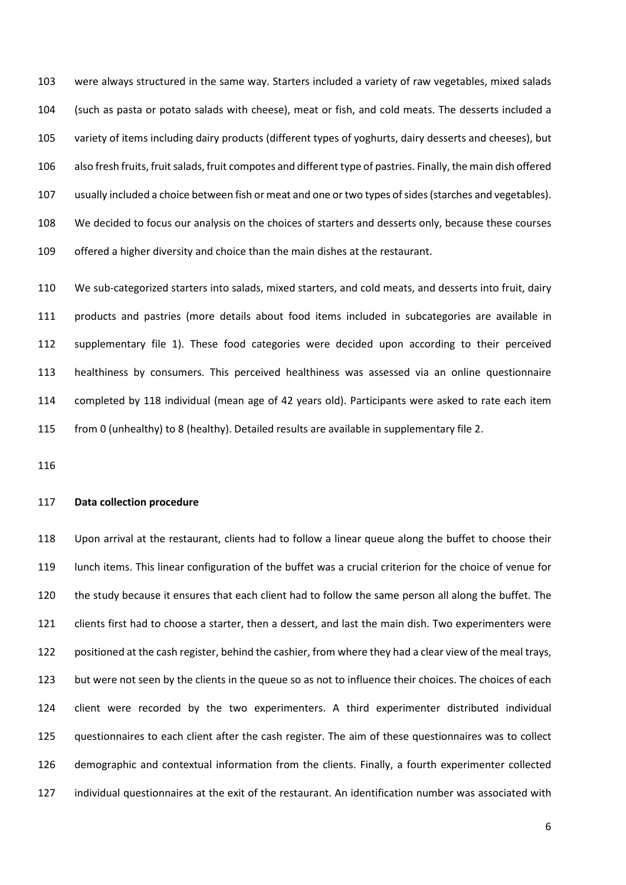were always structured in the same way. Starters included a variety of raw vegetables, mixed salads (such as pasta or potato salads with cheese), meat or fish, and cold meats. The desserts included a variety of items including dairy products (different types of yoghurts, dairy desserts and cheeses), but also fresh fruits, fruit salads, fruit compotes and different type of pastries. Finally, the main dish offered usually included a choice between fish or meat and one or two types of sides (starches and vegetables). We decided to focus our analysis on the choices of starters and desserts only, because these courses offered a higher diversity and choice than the main dishes at the restaurant.

We sub-categorized starters into salads, mixed starters, and cold meats, and desserts into fruit, dairy products and pastries (more details about food items included in subcategories are available in supplementary file 1). These food categories were decided upon according to their perceived healthiness by consumers. This perceived healthiness was assessed via an online questionnaire completed by 118 individual (mean age of 42 years old). Participants were asked to rate each item from 0 (unhealthy) to 8 (healthy). Detailed results are available in supplementary file 2.

**Data collection procedure**

Upon arrival at the restaurant, clients had to follow a linear queue along the buffet to choose their lunch items. This linear configuration of the buffet was a crucial criterion for the choice of venue for the study because it ensures that each client had to follow the same person all along the buffet. The clients first had to choose a starter, then a dessert, and last the main dish. Two experimenters were positioned at the cash register, behind the cashier, from where they had a clear view of the meal trays, but were not seen by the clients in the queue so as not to influence their choices. The choices of each client were recorded by the two experimenters. A third experimenter distributed individual questionnaires to each client after the cash register. The aim of these questionnaires was to collect demographic and contextual information from the clients. Finally, a fourth experimenter collected individual questionnaires at the exit of the restaurant. An identification number was associated with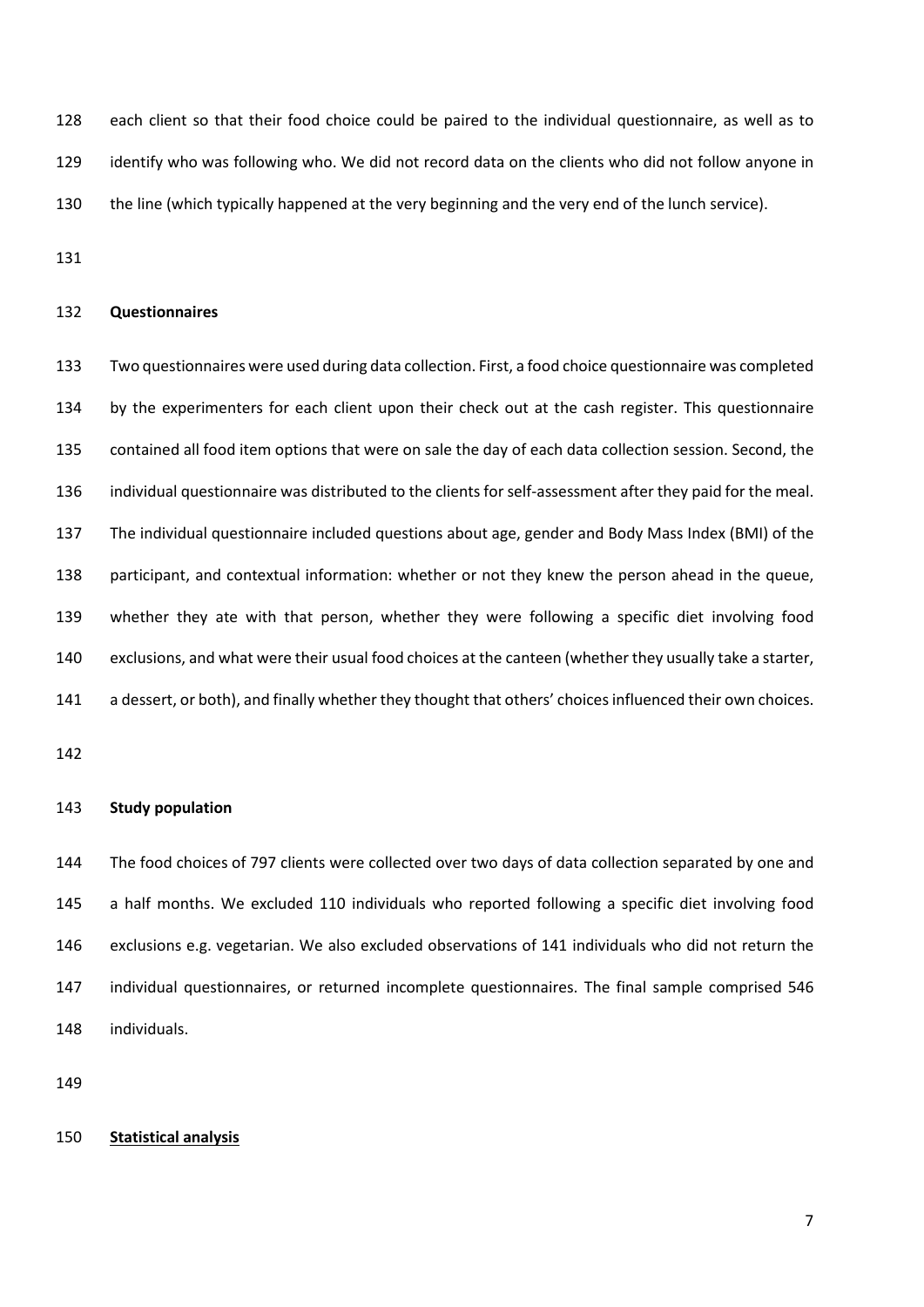each client so that their food choice could be paired to the individual questionnaire, as well as to identify who was following who. We did not record data on the clients who did not follow anyone in the line (which typically happened at the very beginning and the very end of the lunch service).

**Questionnaires**

Two questionnaires were used during data collection. First, a food choice questionnaire was completed by the experimenters for each client upon their check out at the cash register. This questionnaire contained all food item options that were on sale the day of each data collection session. Second, the individual questionnaire was distributed to the clients for self-assessment after they paid for the meal. The individual questionnaire included questions about age, gender and Body Mass Index (BMI) of the participant, and contextual information: whether or not they knew the person ahead in the queue, whether they ate with that person, whether they were following a specific diet involving food exclusions, and what were their usual food choices at the canteen (whether they usually take a starter, a dessert, or both), and finally whether they thought that others' choices influenced their own choices.

**Study population**

The food choices of 797 clients were collected over two days of data collection separated by one and a half months. We excluded 110 individuals who reported following a specific diet involving food exclusions e.g. vegetarian. We also excluded observations of 141 individuals who did not return the individual questionnaires, or returned incomplete questionnaires. The final sample comprised 546 individuals.

**Statistical analysis**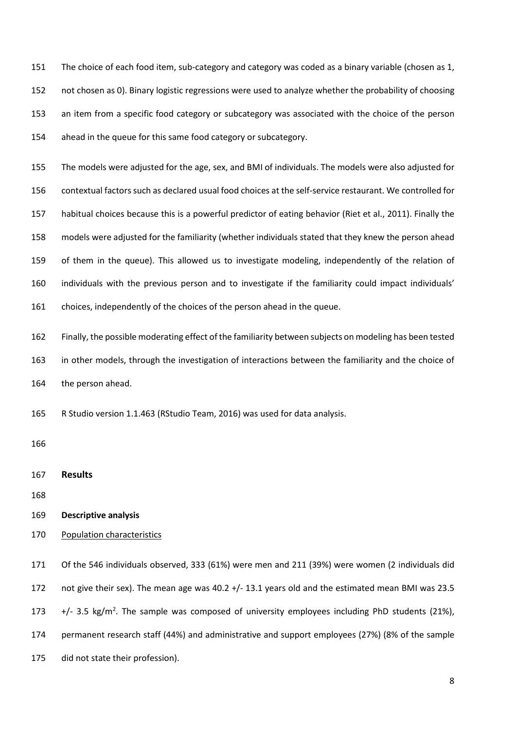The choice of each food item, sub-category and category was coded as a binary variable (chosen as 1, not chosen as 0). Binary logistic regressions were used to analyze whether the probability of choosing an item from a specific food category or subcategory was associated with the choice of the person ahead in the queue for this same food category or subcategory.

The models were adjusted for the age, sex, and BMI of individuals. The models were also adjusted for contextual factors such as declared usual food choices at the self-service restaurant. We controlled for habitual choices because this is a powerful predictor of eating behavior (Riet et al., 2011). Finally the models were adjusted for the familiarity (whether individuals stated that they knew the person ahead of them in the queue). This allowed us to investigate modeling, independently of the relation of individuals with the previous person and to investigate if the familiarity could impact individuals' choices, independently of the choices of the person ahead in the queue.

Finally, the possible moderating effect of the familiarity between subjects on modeling has been tested in other models, through the investigation of interactions between the familiarity and the choice of the person ahead.

R Studio version 1.1.463 (RStudio Team, 2016) was used for data analysis.

## Results

### Descriptive analysis

<u>Population characteristics</u>

Of the 546 individuals observed, 333 (61%) were men and 211 (39%) were women (2 individuals did not give their sex). The mean age was 40.2 +/- 13.1 years old and the estimated mean BMI was 23.5 +/- 3.5 kg/m$^2$. The sample was composed of university employees including PhD students (21%), permanent research staff (44%) and administrative and support employees (27%) (8% of the sample did not state their profession).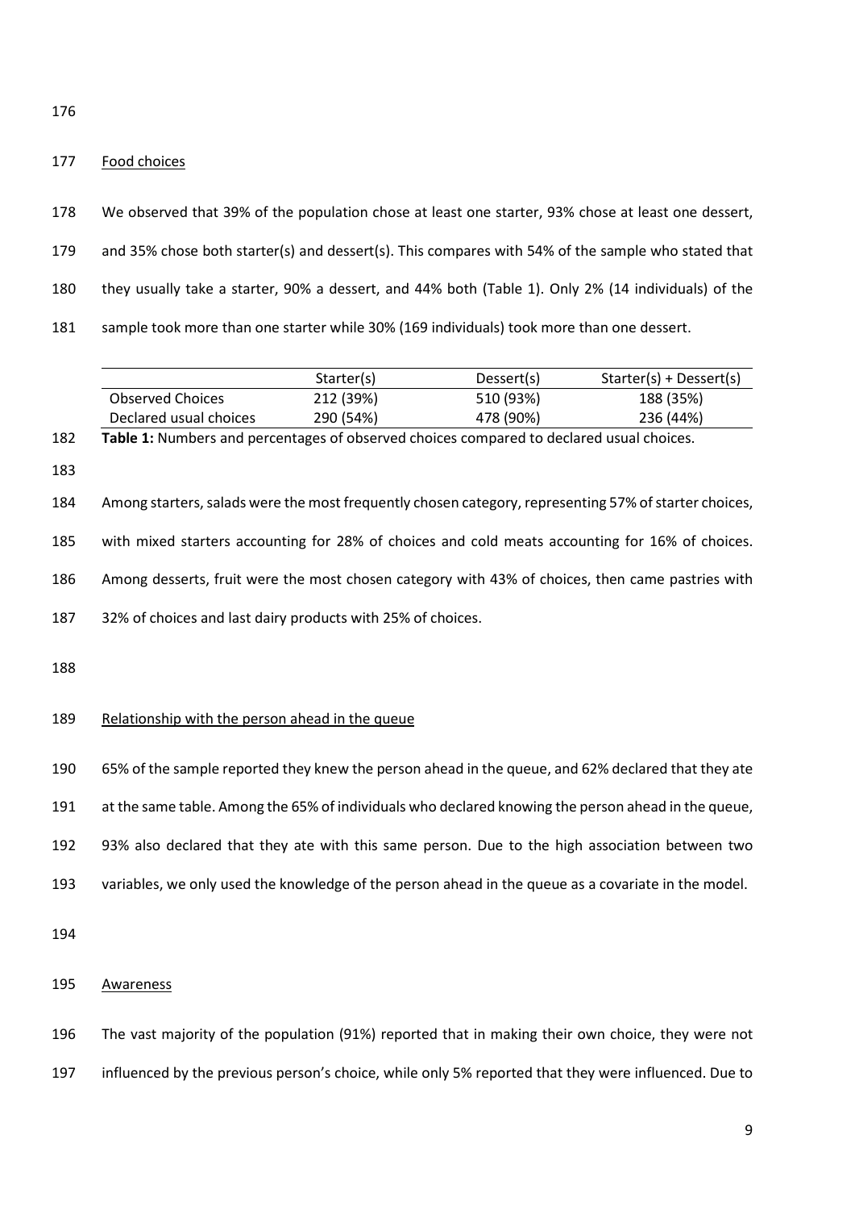Food choices

We observed that 39% of the population chose at least one starter, 93% chose at least one dessert, and 35% chose both starter(s) and dessert(s). This compares with 54% of the sample who stated that they usually take a starter, 90% a dessert, and 44% both (Table 1). Only 2% (14 individuals) of the sample took more than one starter while 30% (169 individuals) took more than one dessert.

| | Starter(s) | Dessert(s) | Starter(s) + Dessert(s) |
|---|---|---|---|
| Observed Choices | 212 (39%) | 510 (93%) | 188 (35%) |
| Declared usual choices | 290 (54%) | 478 (90%) | 236 (44%) |

**Table 1:** Numbers and percentages of observed choices compared to declared usual choices.

Among starters, salads were the most frequently chosen category, representing 57% of starter choices, with mixed starters accounting for 28% of choices and cold meats accounting for 16% of choices. Among desserts, fruit were the most chosen category with 43% of choices, then came pastries with 32% of choices and last dairy products with 25% of choices.

Relationship with the person ahead in the queue

65% of the sample reported they knew the person ahead in the queue, and 62% declared that they ate at the same table. Among the 65% of individuals who declared knowing the person ahead in the queue, 93% also declared that they ate with this same person. Due to the high association between two variables, we only used the knowledge of the person ahead in the queue as a covariate in the model.

Awareness

The vast majority of the population (91%) reported that in making their own choice, they were not influenced by the previous person's choice, while only 5% reported that they were influenced. Due to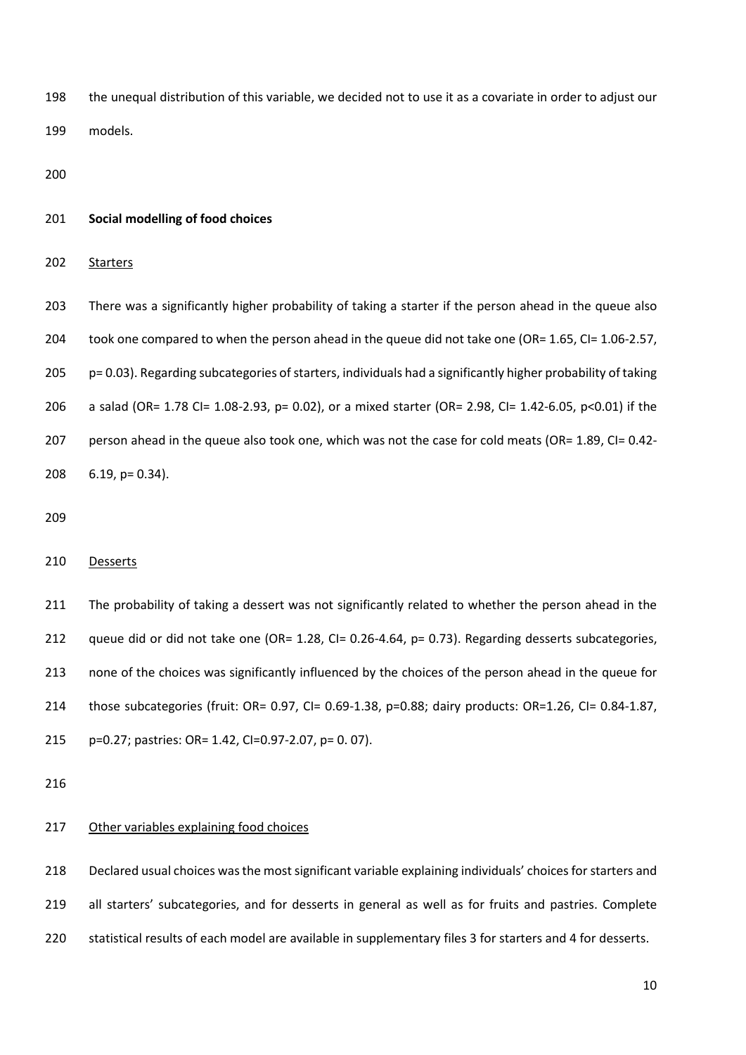the unequal distribution of this variable, we decided not to use it as a covariate in order to adjust our models.

**Social modelling of food choices**

Starters

There was a significantly higher probability of taking a starter if the person ahead in the queue also took one compared to when the person ahead in the queue did not take one (OR= 1.65, CI= 1.06-2.57, p= 0.03). Regarding subcategories of starters, individuals had a significantly higher probability of taking a salad (OR= 1.78 CI= 1.08-2.93, p= 0.02), or a mixed starter (OR= 2.98, CI= 1.42-6.05, p<0.01) if the person ahead in the queue also took one, which was not the case for cold meats (OR= 1.89, CI= 0.42-6.19, p= 0.34).

Desserts

The probability of taking a dessert was not significantly related to whether the person ahead in the queue did or did not take one (OR= 1.28, CI= 0.26-4.64, p= 0.73). Regarding desserts subcategories, none of the choices was significantly influenced by the choices of the person ahead in the queue for those subcategories (fruit: OR= 0.97, CI= 0.69-1.38, p=0.88; dairy products: OR=1.26, CI= 0.84-1.87, p=0.27; pastries: OR= 1.42, CI=0.97-2.07, p= 0. 07).

Other variables explaining food choices

Declared usual choices was the most significant variable explaining individuals' choices for starters and all starters' subcategories, and for desserts in general as well as for fruits and pastries. Complete statistical results of each model are available in supplementary files 3 for starters and 4 for desserts.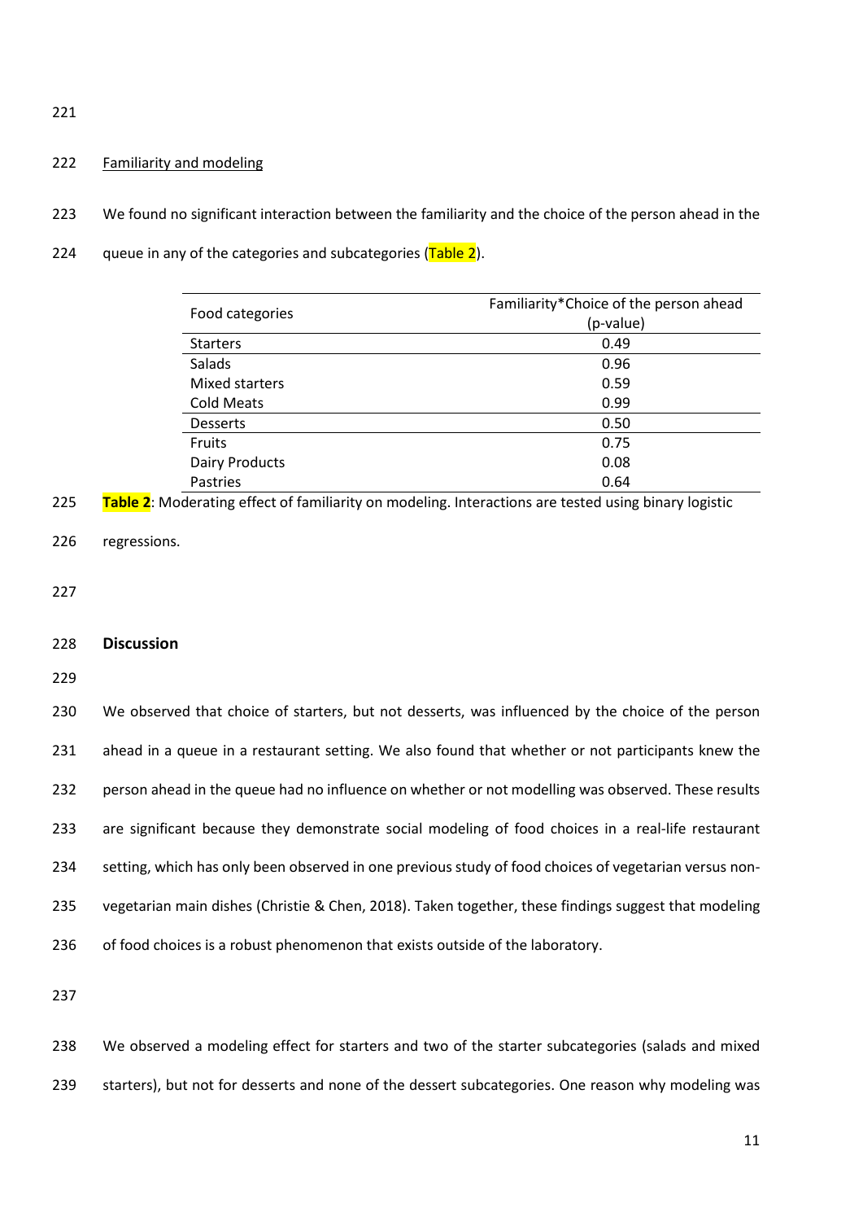Familiarity and modeling

We found no significant interaction between the familiarity and the choice of the person ahead in the queue in any of the categories and subcategories (Table 2).

| Food categories | Familiarity*Choice of the person ahead (p-value) |
|---|---|
| Starters | 0.49 |
| Salads | 0.96 |
| Mixed starters | 0.59 |
| Cold Meats | 0.99 |
| Desserts | 0.50 |
| Fruits | 0.75 |
| Dairy Products | 0.08 |
| Pastries | 0.64 |

**Table 2**: Moderating effect of familiarity on modeling. Interactions are tested using binary logistic regressions.

## Discussion

We observed that choice of starters, but not desserts, was influenced by the choice of the person ahead in a queue in a restaurant setting. We also found that whether or not participants knew the person ahead in the queue had no influence on whether or not modelling was observed. These results are significant because they demonstrate social modeling of food choices in a real-life restaurant setting, which has only been observed in one previous study of food choices of vegetarian versus non-vegetarian main dishes (Christie & Chen, 2018). Taken together, these findings suggest that modeling of food choices is a robust phenomenon that exists outside of the laboratory.

We observed a modeling effect for starters and two of the starter subcategories (salads and mixed starters), but not for desserts and none of the dessert subcategories. One reason why modeling was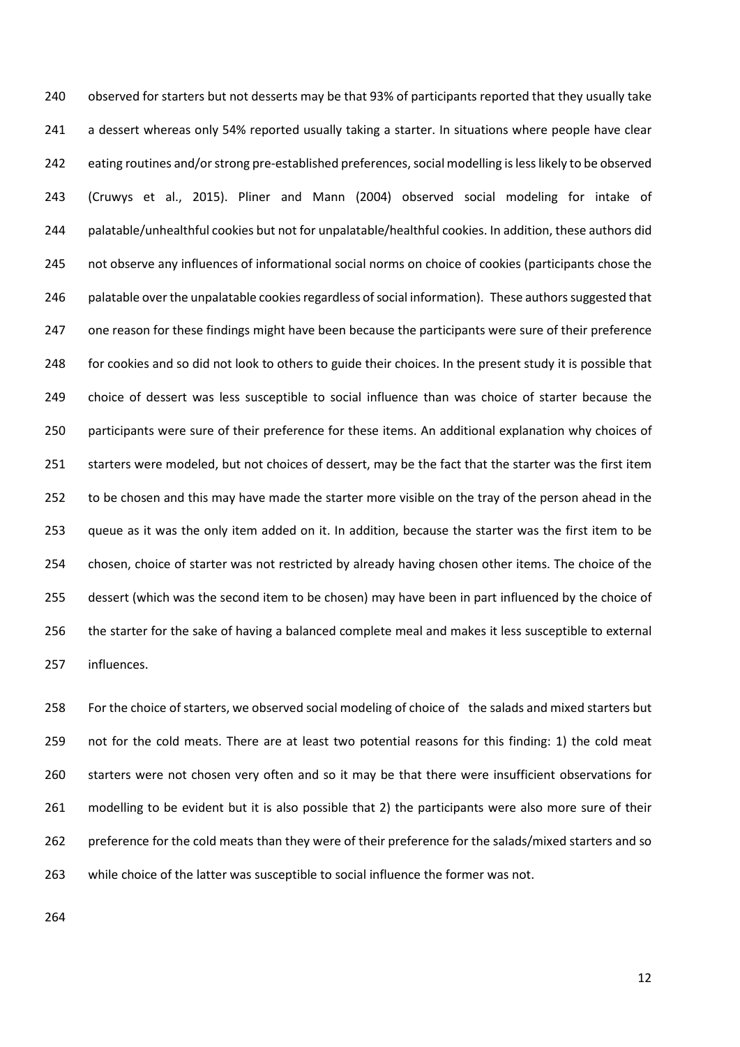observed for starters but not desserts may be that 93% of participants reported that they usually take a dessert whereas only 54% reported usually taking a starter. In situations where people have clear eating routines and/or strong pre-established preferences, social modelling is less likely to be observed (Cruwys et al., 2015). Pliner and Mann (2004) observed social modeling for intake of palatable/unhealthful cookies but not for unpalatable/healthful cookies. In addition, these authors did not observe any influences of informational social norms on choice of cookies (participants chose the palatable over the unpalatable cookies regardless of social information). These authors suggested that one reason for these findings might have been because the participants were sure of their preference for cookies and so did not look to others to guide their choices. In the present study it is possible that choice of dessert was less susceptible to social influence than was choice of starter because the participants were sure of their preference for these items. An additional explanation why choices of starters were modeled, but not choices of dessert, may be the fact that the starter was the first item to be chosen and this may have made the starter more visible on the tray of the person ahead in the queue as it was the only item added on it. In addition, because the starter was the first item to be chosen, choice of starter was not restricted by already having chosen other items. The choice of the dessert (which was the second item to be chosen) may have been in part influenced by the choice of the starter for the sake of having a balanced complete meal and makes it less susceptible to external influences.

For the choice of starters, we observed social modeling of choice of the salads and mixed starters but not for the cold meats. There are at least two potential reasons for this finding: 1) the cold meat starters were not chosen very often and so it may be that there were insufficient observations for modelling to be evident but it is also possible that 2) the participants were also more sure of their preference for the cold meats than they were of their preference for the salads/mixed starters and so while choice of the latter was susceptible to social influence the former was not.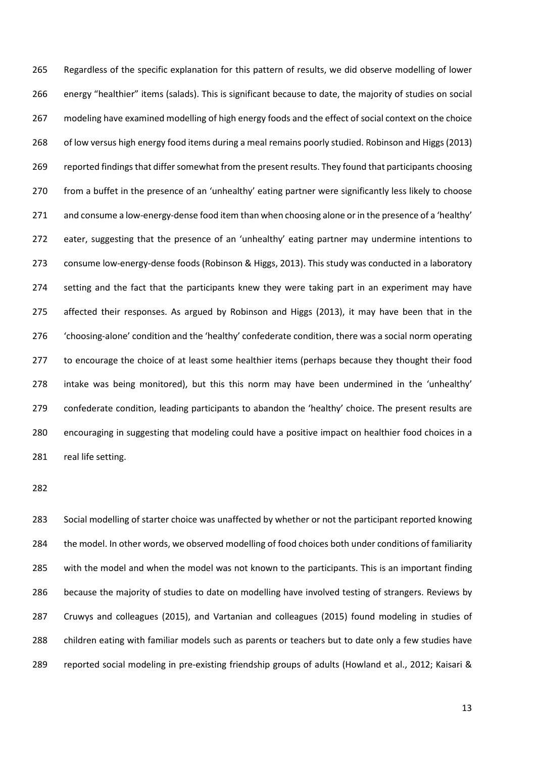Regardless of the specific explanation for this pattern of results, we did observe modelling of lower energy "healthier" items (salads). This is significant because to date, the majority of studies on social modeling have examined modelling of high energy foods and the effect of social context on the choice of low versus high energy food items during a meal remains poorly studied. Robinson and Higgs (2013) reported findings that differ somewhat from the present results. They found that participants choosing from a buffet in the presence of an 'unhealthy' eating partner were significantly less likely to choose and consume a low-energy-dense food item than when choosing alone or in the presence of a 'healthy' eater, suggesting that the presence of an 'unhealthy' eating partner may undermine intentions to consume low-energy-dense foods (Robinson & Higgs, 2013). This study was conducted in a laboratory setting and the fact that the participants knew they were taking part in an experiment may have affected their responses. As argued by Robinson and Higgs (2013), it may have been that in the 'choosing-alone' condition and the 'healthy' confederate condition, there was a social norm operating to encourage the choice of at least some healthier items (perhaps because they thought their food intake was being monitored), but this this norm may have been undermined in the 'unhealthy' confederate condition, leading participants to abandon the 'healthy' choice. The present results are encouraging in suggesting that modeling could have a positive impact on healthier food choices in a real life setting.

Social modelling of starter choice was unaffected by whether or not the participant reported knowing the model. In other words, we observed modelling of food choices both under conditions of familiarity with the model and when the model was not known to the participants. This is an important finding because the majority of studies to date on modelling have involved testing of strangers. Reviews by Cruwys and colleagues (2015), and Vartanian and colleagues (2015) found modeling in studies of children eating with familiar models such as parents or teachers but to date only a few studies have reported social modeling in pre-existing friendship groups of adults (Howland et al., 2012; Kaisari &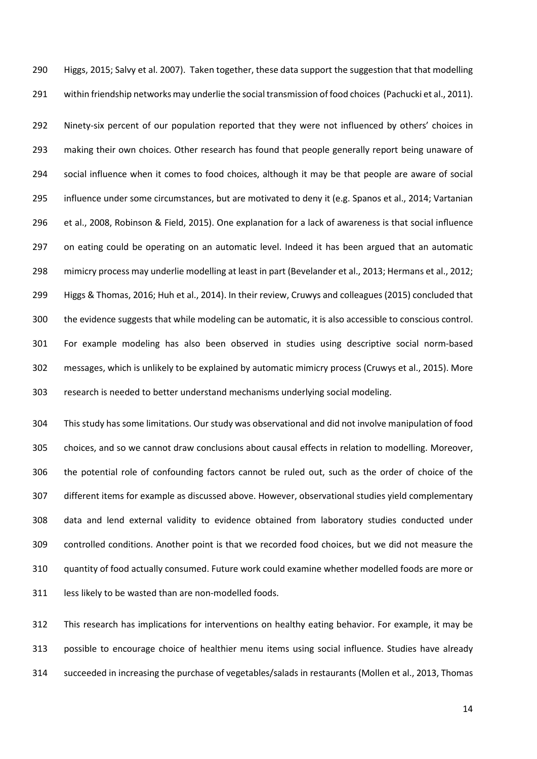Higgs, 2015; Salvy et al. 2007). Taken together, these data support the suggestion that that modelling within friendship networks may underlie the social transmission of food choices (Pachucki et al., 2011).

Ninety-six percent of our population reported that they were not influenced by others' choices in making their own choices. Other research has found that people generally report being unaware of social influence when it comes to food choices, although it may be that people are aware of social influence under some circumstances, but are motivated to deny it (e.g. Spanos et al., 2014; Vartanian et al., 2008, Robinson & Field, 2015). One explanation for a lack of awareness is that social influence on eating could be operating on an automatic level. Indeed it has been argued that an automatic mimicry process may underlie modelling at least in part (Bevelander et al., 2013; Hermans et al., 2012; Higgs & Thomas, 2016; Huh et al., 2014). In their review, Cruwys and colleagues (2015) concluded that the evidence suggests that while modeling can be automatic, it is also accessible to conscious control. For example modeling has also been observed in studies using descriptive social norm-based messages, which is unlikely to be explained by automatic mimicry process (Cruwys et al., 2015). More research is needed to better understand mechanisms underlying social modeling.

This study has some limitations. Our study was observational and did not involve manipulation of food choices, and so we cannot draw conclusions about causal effects in relation to modelling. Moreover, the potential role of confounding factors cannot be ruled out, such as the order of choice of the different items for example as discussed above. However, observational studies yield complementary data and lend external validity to evidence obtained from laboratory studies conducted under controlled conditions. Another point is that we recorded food choices, but we did not measure the quantity of food actually consumed. Future work could examine whether modelled foods are more or less likely to be wasted than are non-modelled foods.

This research has implications for interventions on healthy eating behavior. For example, it may be possible to encourage choice of healthier menu items using social influence. Studies have already succeeded in increasing the purchase of vegetables/salads in restaurants (Mollen et al., 2013, Thomas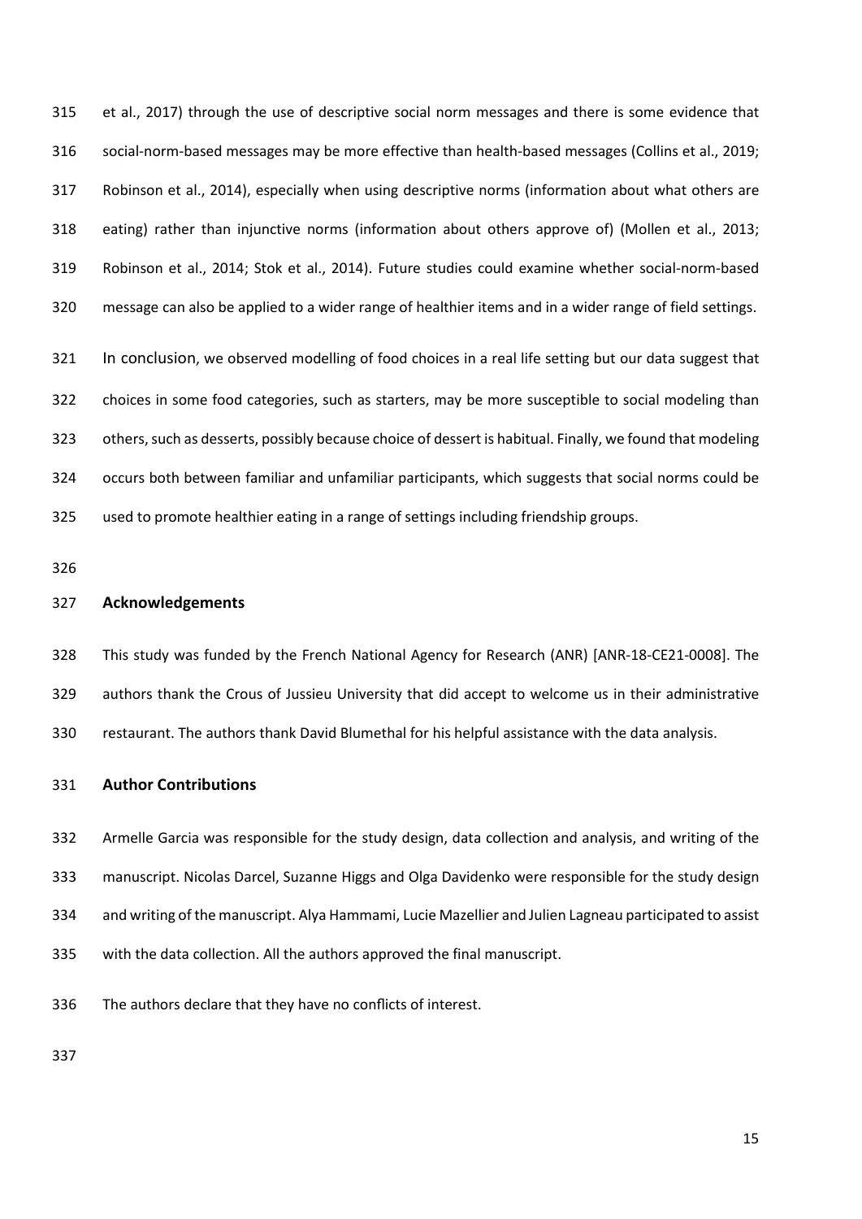et al., 2017) through the use of descriptive social norm messages and there is some evidence that social-norm-based messages may be more effective than health-based messages (Collins et al., 2019; Robinson et al., 2014), especially when using descriptive norms (information about what others are eating) rather than injunctive norms (information about others approve of) (Mollen et al., 2013; Robinson et al., 2014; Stok et al., 2014). Future studies could examine whether social-norm-based message can also be applied to a wider range of healthier items and in a wider range of field settings.

In conclusion, we observed modelling of food choices in a real life setting but our data suggest that choices in some food categories, such as starters, may be more susceptible to social modeling than others, such as desserts, possibly because choice of dessert is habitual. Finally, we found that modeling occurs both between familiar and unfamiliar participants, which suggests that social norms could be used to promote healthier eating in a range of settings including friendship groups.

## Acknowledgements

This study was funded by the French National Agency for Research (ANR) [ANR-18-CE21-0008]. The authors thank the Crous of Jussieu University that did accept to welcome us in their administrative restaurant. The authors thank David Blumethal for his helpful assistance with the data analysis.

## Author Contributions

Armelle Garcia was responsible for the study design, data collection and analysis, and writing of the manuscript. Nicolas Darcel, Suzanne Higgs and Olga Davidenko were responsible for the study design and writing of the manuscript. Alya Hammami, Lucie Mazellier and Julien Lagneau participated to assist with the data collection. All the authors approved the final manuscript.

The authors declare that they have no conflicts of interest.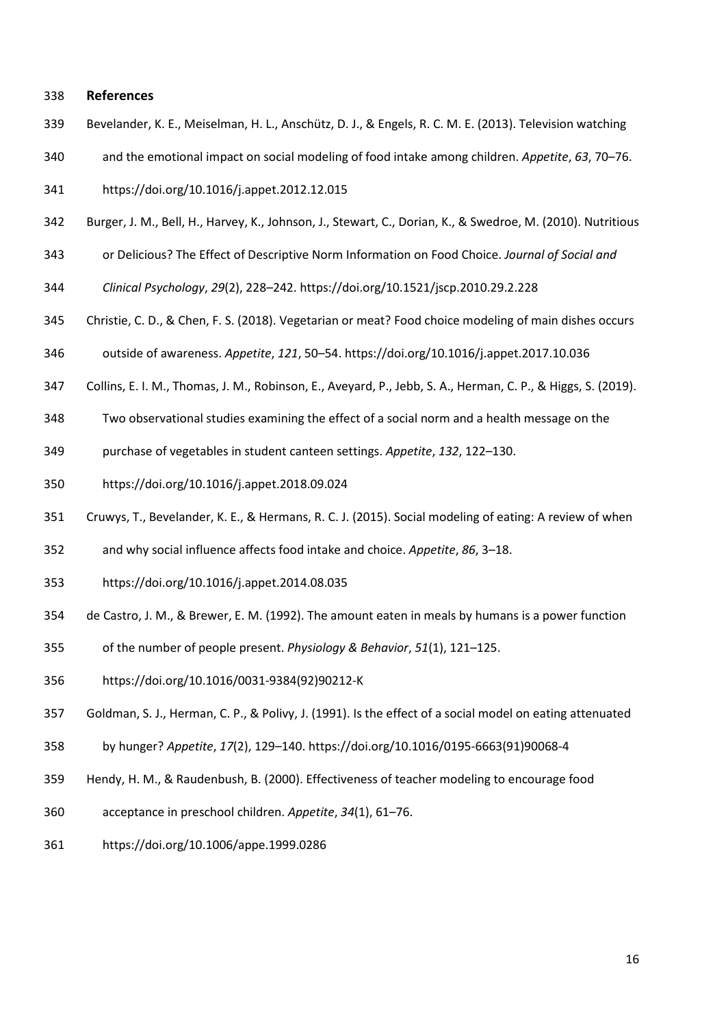## References

Bevelander, K. E., Meiselman, H. L., Anschütz, D. J., & Engels, R. C. M. E. (2013). Television watching and the emotional impact on social modeling of food intake among children. *Appetite*, *63*, 70–76. https://doi.org/10.1016/j.appet.2012.12.015

Burger, J. M., Bell, H., Harvey, K., Johnson, J., Stewart, C., Dorian, K., & Swedroe, M. (2010). Nutritious or Delicious? The Effect of Descriptive Norm Information on Food Choice. *Journal of Social and Clinical Psychology*, *29*(2), 228–242. https://doi.org/10.1521/jscp.2010.29.2.228

Christie, C. D., & Chen, F. S. (2018). Vegetarian or meat? Food choice modeling of main dishes occurs outside of awareness. *Appetite*, *121*, 50–54. https://doi.org/10.1016/j.appet.2017.10.036

Collins, E. I. M., Thomas, J. M., Robinson, E., Aveyard, P., Jebb, S. A., Herman, C. P., & Higgs, S. (2019). Two observational studies examining the effect of a social norm and a health message on the purchase of vegetables in student canteen settings. *Appetite*, *132*, 122–130. https://doi.org/10.1016/j.appet.2018.09.024

Cruwys, T., Bevelander, K. E., & Hermans, R. C. J. (2015). Social modeling of eating: A review of when and why social influence affects food intake and choice. *Appetite*, *86*, 3–18. https://doi.org/10.1016/j.appet.2014.08.035

de Castro, J. M., & Brewer, E. M. (1992). The amount eaten in meals by humans is a power function of the number of people present. *Physiology & Behavior*, *51*(1), 121–125. https://doi.org/10.1016/0031-9384(92)90212-K

Goldman, S. J., Herman, C. P., & Polivy, J. (1991). Is the effect of a social model on eating attenuated by hunger? *Appetite*, *17*(2), 129–140. https://doi.org/10.1016/0195-6663(91)90068-4

Hendy, H. M., & Raudenbush, B. (2000). Effectiveness of teacher modeling to encourage food acceptance in preschool children. *Appetite*, *34*(1), 61–76. https://doi.org/10.1006/appe.1999.0286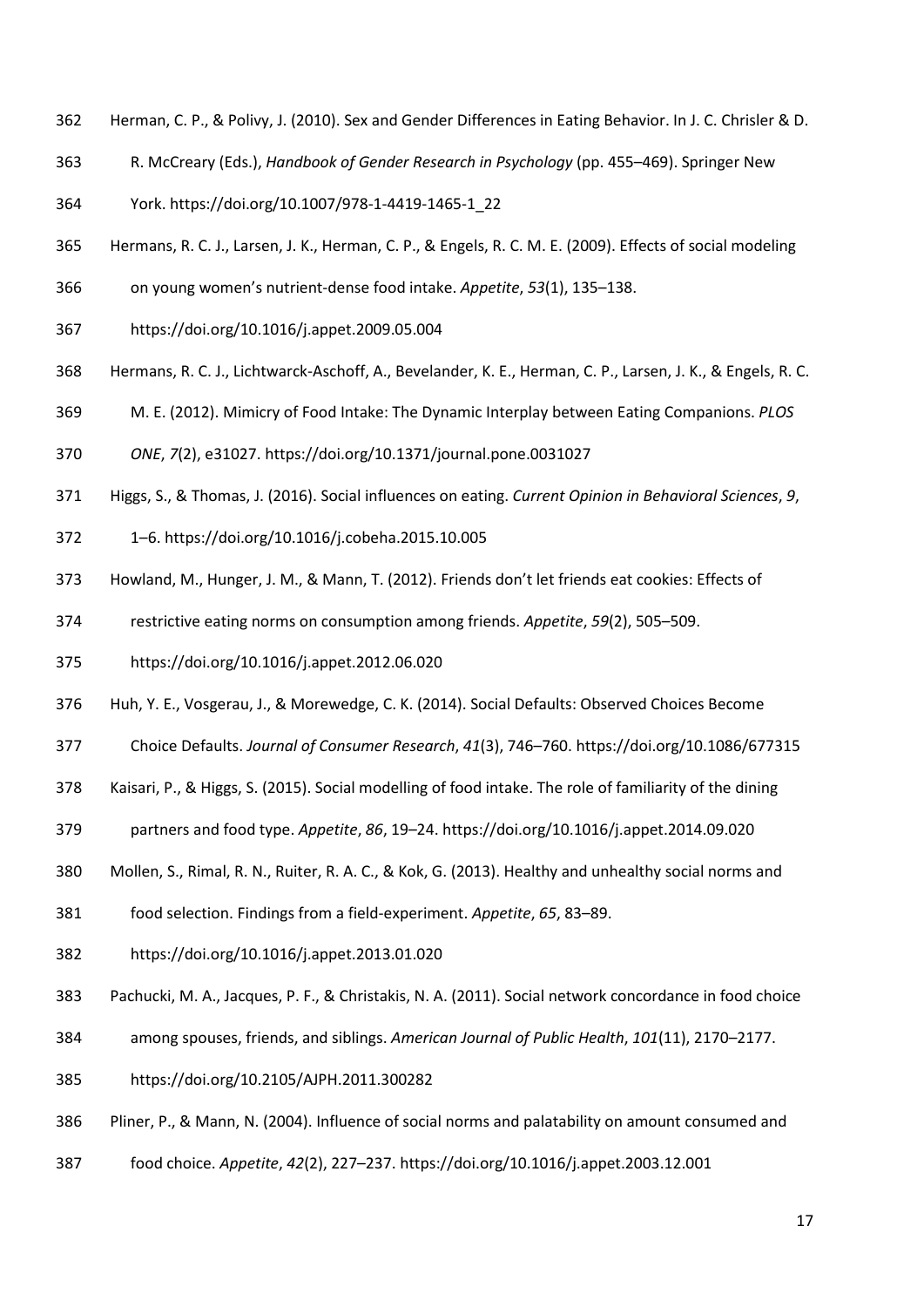Herman, C. P., & Polivy, J. (2010). Sex and Gender Differences in Eating Behavior. In J. C. Chrisler & D. R. McCreary (Eds.), *Handbook of Gender Research in Psychology* (pp. 455–469). Springer New York. https://doi.org/10.1007/978-1-4419-1465-1_22

Hermans, R. C. J., Larsen, J. K., Herman, C. P., & Engels, R. C. M. E. (2009). Effects of social modeling on young women's nutrient-dense food intake. *Appetite*, *53*(1), 135–138. https://doi.org/10.1016/j.appet.2009.05.004

Hermans, R. C. J., Lichtwarck-Aschoff, A., Bevelander, K. E., Herman, C. P., Larsen, J. K., & Engels, R. C. M. E. (2012). Mimicry of Food Intake: The Dynamic Interplay between Eating Companions. *PLOS ONE*, *7*(2), e31027. https://doi.org/10.1371/journal.pone.0031027

Higgs, S., & Thomas, J. (2016). Social influences on eating. *Current Opinion in Behavioral Sciences*, *9*, 1–6. https://doi.org/10.1016/j.cobeha.2015.10.005

Howland, M., Hunger, J. M., & Mann, T. (2012). Friends don't let friends eat cookies: Effects of restrictive eating norms on consumption among friends. *Appetite*, *59*(2), 505–509. https://doi.org/10.1016/j.appet.2012.06.020

Huh, Y. E., Vosgerau, J., & Morewedge, C. K. (2014). Social Defaults: Observed Choices Become Choice Defaults. *Journal of Consumer Research*, *41*(3), 746–760. https://doi.org/10.1086/677315

Kaisari, P., & Higgs, S. (2015). Social modelling of food intake. The role of familiarity of the dining partners and food type. *Appetite*, *86*, 19–24. https://doi.org/10.1016/j.appet.2014.09.020

Mollen, S., Rimal, R. N., Ruiter, R. A. C., & Kok, G. (2013). Healthy and unhealthy social norms and food selection. Findings from a field-experiment. *Appetite*, *65*, 83–89. https://doi.org/10.1016/j.appet.2013.01.020

Pachucki, M. A., Jacques, P. F., & Christakis, N. A. (2011). Social network concordance in food choice among spouses, friends, and siblings. *American Journal of Public Health*, *101*(11), 2170–2177. https://doi.org/10.2105/AJPH.2011.300282

Pliner, P., & Mann, N. (2004). Influence of social norms and palatability on amount consumed and food choice. *Appetite*, *42*(2), 227–237. https://doi.org/10.1016/j.appet.2003.12.001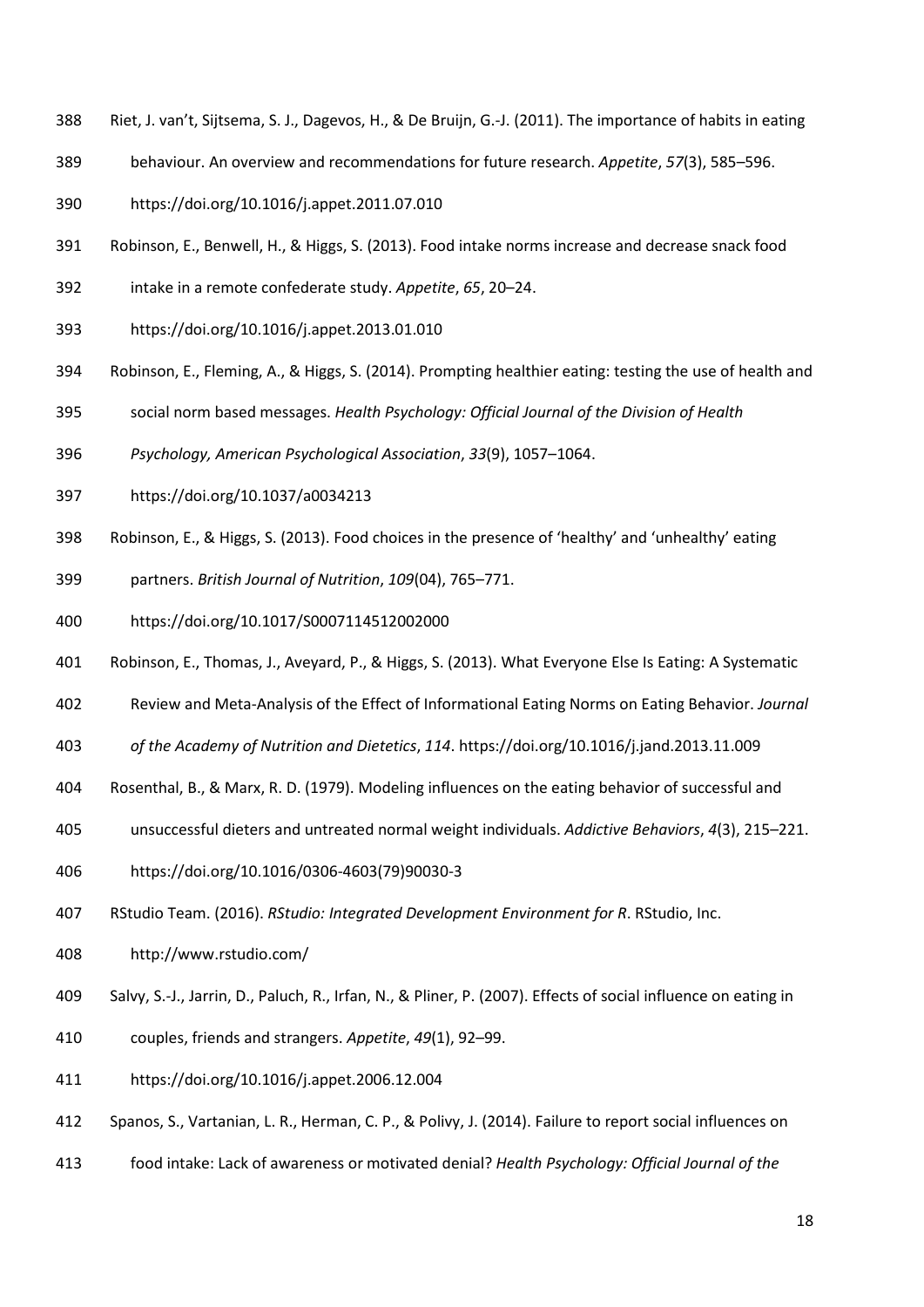Riet, J. van't, Sijtsema, S. J., Dagevos, H., & De Bruijn, G.-J. (2011). The importance of habits in eating behaviour. An overview and recommendations for future research. *Appetite*, *57*(3), 585–596. https://doi.org/10.1016/j.appet.2011.07.010

Robinson, E., Benwell, H., & Higgs, S. (2013). Food intake norms increase and decrease snack food intake in a remote confederate study. *Appetite*, *65*, 20–24. https://doi.org/10.1016/j.appet.2013.01.010

Robinson, E., Fleming, A., & Higgs, S. (2014). Prompting healthier eating: testing the use of health and social norm based messages. *Health Psychology: Official Journal of the Division of Health Psychology, American Psychological Association*, *33*(9), 1057–1064. https://doi.org/10.1037/a0034213

Robinson, E., & Higgs, S. (2013). Food choices in the presence of 'healthy' and 'unhealthy' eating partners. *British Journal of Nutrition*, *109*(04), 765–771. https://doi.org/10.1017/S0007114512002000

Robinson, E., Thomas, J., Aveyard, P., & Higgs, S. (2013). What Everyone Else Is Eating: A Systematic Review and Meta-Analysis of the Effect of Informational Eating Norms on Eating Behavior. *Journal of the Academy of Nutrition and Dietetics*, *114*. https://doi.org/10.1016/j.jand.2013.11.009

Rosenthal, B., & Marx, R. D. (1979). Modeling influences on the eating behavior of successful and unsuccessful dieters and untreated normal weight individuals. *Addictive Behaviors*, *4*(3), 215–221. https://doi.org/10.1016/0306-4603(79)90030-3

RStudio Team. (2016). *RStudio: Integrated Development Environment for R*. RStudio, Inc. http://www.rstudio.com/

Salvy, S.-J., Jarrin, D., Paluch, R., Irfan, N., & Pliner, P. (2007). Effects of social influence on eating in couples, friends and strangers. *Appetite*, *49*(1), 92–99. https://doi.org/10.1016/j.appet.2006.12.004

Spanos, S., Vartanian, L. R., Herman, C. P., & Polivy, J. (2014). Failure to report social influences on food intake: Lack of awareness or motivated denial? *Health Psychology: Official Journal of the*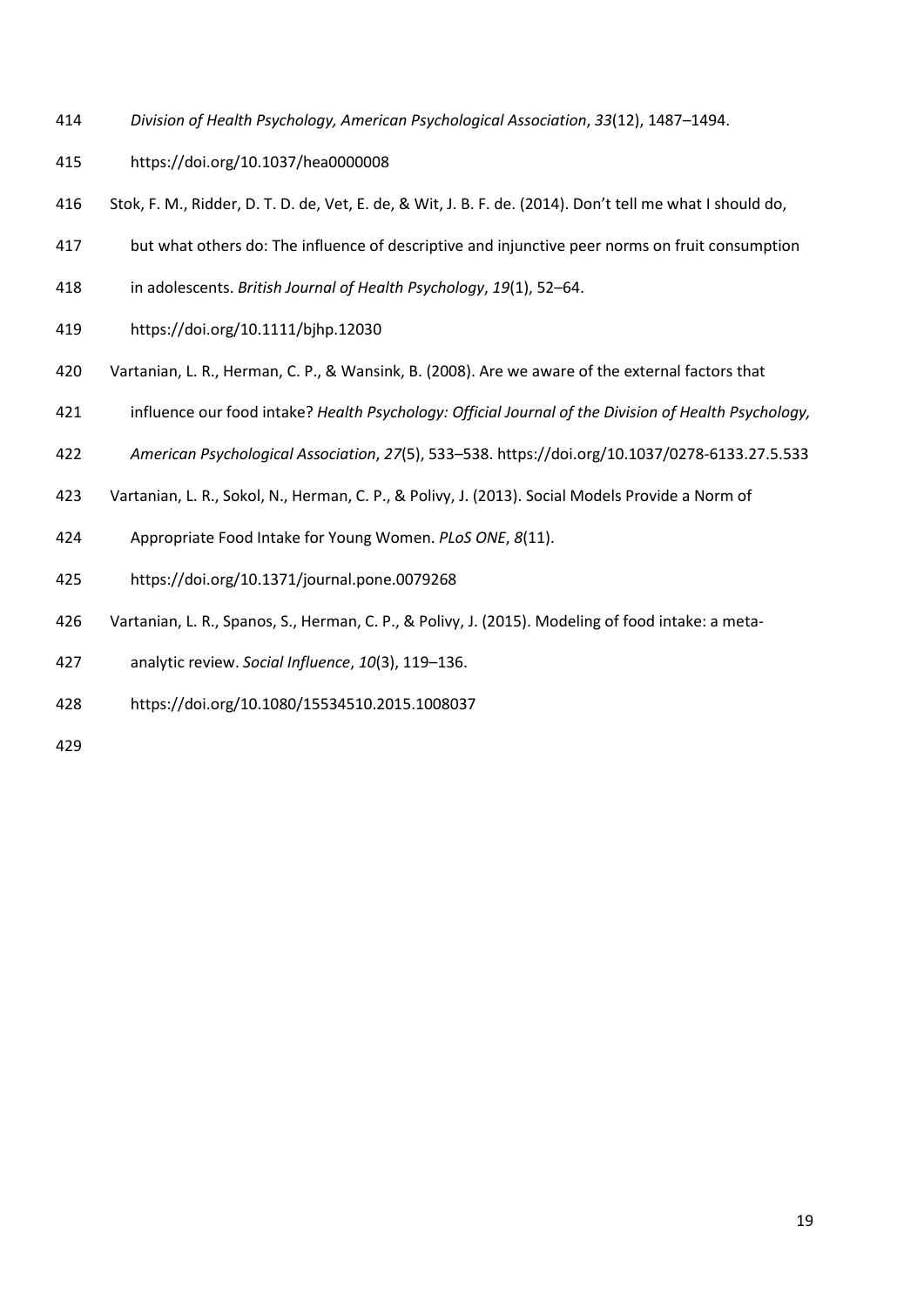*Division of Health Psychology, American Psychological Association*, *33*(12), 1487–1494. https://doi.org/10.1037/hea0000008

Stok, F. M., Ridder, D. T. D. de, Vet, E. de, & Wit, J. B. F. de. (2014). Don't tell me what I should do, but what others do: The influence of descriptive and injunctive peer norms on fruit consumption in adolescents. *British Journal of Health Psychology*, *19*(1), 52–64. https://doi.org/10.1111/bjhp.12030

Vartanian, L. R., Herman, C. P., & Wansink, B. (2008). Are we aware of the external factors that influence our food intake? *Health Psychology: Official Journal of the Division of Health Psychology, American Psychological Association*, *27*(5), 533–538. https://doi.org/10.1037/0278-6133.27.5.533

Vartanian, L. R., Sokol, N., Herman, C. P., & Polivy, J. (2013). Social Models Provide a Norm of Appropriate Food Intake for Young Women. *PLoS ONE*, *8*(11). https://doi.org/10.1371/journal.pone.0079268

Vartanian, L. R., Spanos, S., Herman, C. P., & Polivy, J. (2015). Modeling of food intake: a meta-analytic review. *Social Influence*, *10*(3), 119–136. https://doi.org/10.1080/15534510.2015.1008037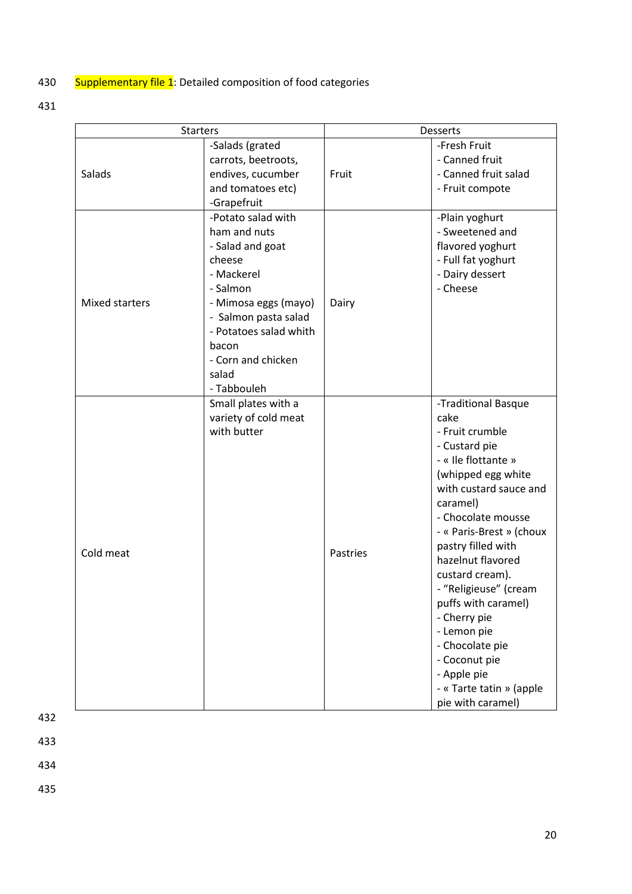Supplementary file 1: Detailed composition of food categories

| Starters | | Desserts | |
|---|---|---|---|
| Salads | -Salads (grated carrots, beetroots, endives, cucumber and tomatoes etc)<br>-Grapefruit | Fruit | -Fresh Fruit<br>- Canned fruit<br>- Canned fruit salad<br>- Fruit compote |
| Mixed starters | -Potato salad with ham and nuts<br>- Salad and goat cheese<br>- Mackerel<br>- Salmon<br>- Mimosa eggs (mayo)<br>- Salmon pasta salad<br>- Potatoes salad whith bacon<br>- Corn and chicken salad<br>- Tabbouleh | Dairy | -Plain yoghurt<br>- Sweetened and flavored yoghurt<br>- Full fat yoghurt<br>- Dairy dessert<br>- Cheese |
| Cold meat | Small plates with a variety of cold meat with butter | Pastries | -Traditional Basque cake<br>- Fruit crumble<br>- Custard pie<br>- « Ile flottante » (whipped egg white with custard sauce and caramel)<br>- Chocolate mousse<br>- « Paris-Brest » (choux pastry filled with hazelnut flavored custard cream).<br>- "Religieuse" (cream puffs with caramel)<br>- Cherry pie<br>- Lemon pie<br>- Chocolate pie<br>- Coconut pie<br>- Apple pie<br>- « Tarte tatin » (apple pie with caramel) |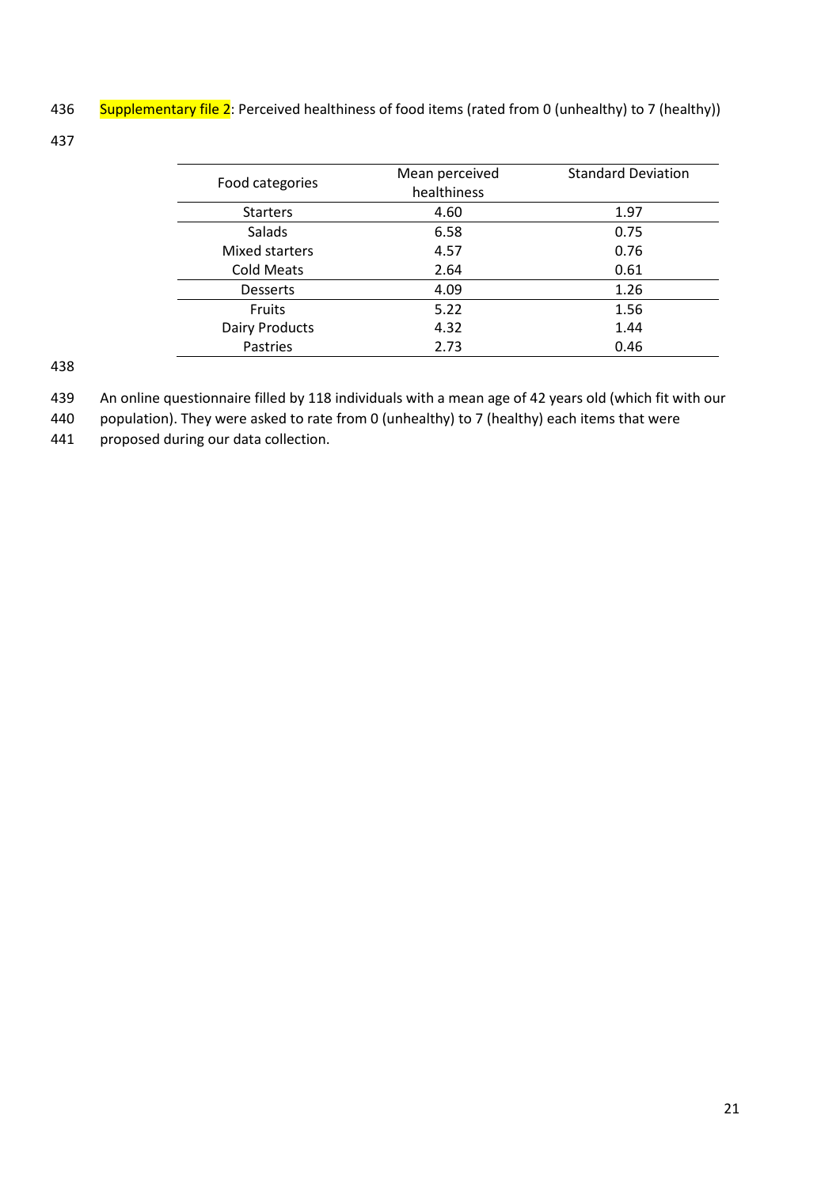Supplementary file 2: Perceived healthiness of food items (rated from 0 (unhealthy) to 7 (healthy))

| Food categories | Mean perceived healthiness | Standard Deviation |
|---|---|---|
| Starters | 4.60 | 1.97 |
| Salads | 6.58 | 0.75 |
| Mixed starters | 4.57 | 0.76 |
| Cold Meats | 2.64 | 0.61 |
| Desserts | 4.09 | 1.26 |
| Fruits | 5.22 | 1.56 |
| Dairy Products | 4.32 | 1.44 |
| Pastries | 2.73 | 0.46 |

An online questionnaire filled by 118 individuals with a mean age of 42 years old (which fit with our population). They were asked to rate from 0 (unhealthy) to 7 (healthy) each items that were proposed during our data collection.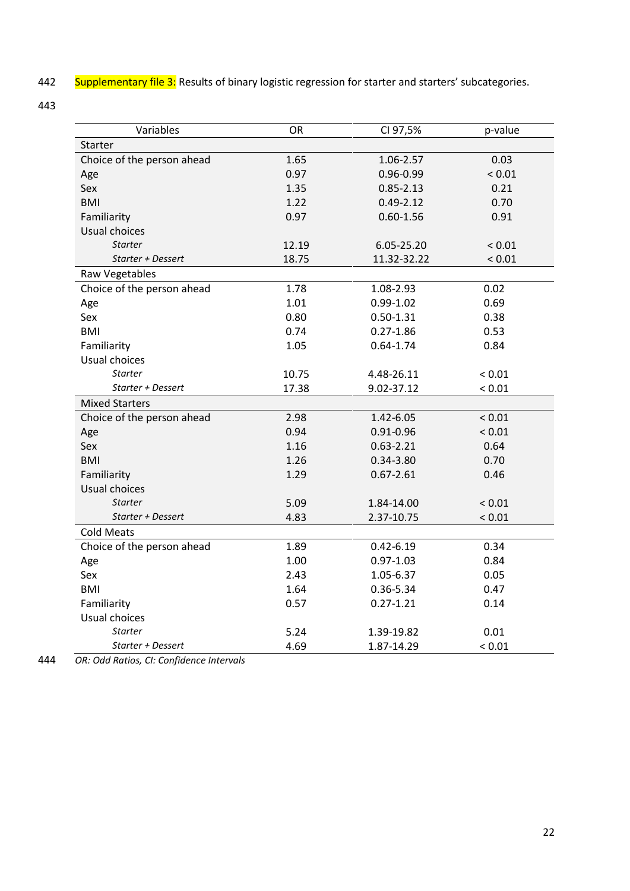Supplementary file 3: Results of binary logistic regression for starter and starters' subcategories.

| Variables | OR | CI 97,5% | p-value |
|---|---|---|---|
| Starter | | | |
| Choice of the person ahead | 1.65 | 1.06-2.57 | 0.03 |
| Age | 0.97 | 0.96-0.99 | < 0.01 |
| Sex | 1.35 | 0.85-2.13 | 0.21 |
| BMI | 1.22 | 0.49-2.12 | 0.70 |
| Familiarity | 0.97 | 0.60-1.56 | 0.91 |
| Usual choices | | | |
| *Starter* | 12.19 | 6.05-25.20 | < 0.01 |
| *Starter + Dessert* | 18.75 | 11.32-32.22 | < 0.01 |
| Raw Vegetables | | | |
| Choice of the person ahead | 1.78 | 1.08-2.93 | 0.02 |
| Age | 1.01 | 0.99-1.02 | 0.69 |
| Sex | 0.80 | 0.50-1.31 | 0.38 |
| BMI | 0.74 | 0.27-1.86 | 0.53 |
| Familiarity | 1.05 | 0.64-1.74 | 0.84 |
| Usual choices | | | |
| *Starter* | 10.75 | 4.48-26.11 | < 0.01 |
| *Starter + Dessert* | 17.38 | 9.02-37.12 | < 0.01 |
| Mixed Starters | | | |
| Choice of the person ahead | 2.98 | 1.42-6.05 | < 0.01 |
| Age | 0.94 | 0.91-0.96 | < 0.01 |
| Sex | 1.16 | 0.63-2.21 | 0.64 |
| BMI | 1.26 | 0.34-3.80 | 0.70 |
| Familiarity | 1.29 | 0.67-2.61 | 0.46 |
| Usual choices | | | |
| *Starter* | 5.09 | 1.84-14.00 | < 0.01 |
| *Starter + Dessert* | 4.83 | 2.37-10.75 | < 0.01 |
| Cold Meats | | | |
| Choice of the person ahead | 1.89 | 0.42-6.19 | 0.34 |
| Age | 1.00 | 0.97-1.03 | 0.84 |
| Sex | 2.43 | 1.05-6.37 | 0.05 |
| BMI | 1.64 | 0.36-5.34 | 0.47 |
| Familiarity | 0.57 | 0.27-1.21 | 0.14 |
| Usual choices | | | |
| *Starter* | 5.24 | 1.39-19.82 | 0.01 |
| *Starter + Dessert* | 4.69 | 1.87-14.29 | < 0.01 |

*OR: Odd Ratios, CI: Confidence Intervals*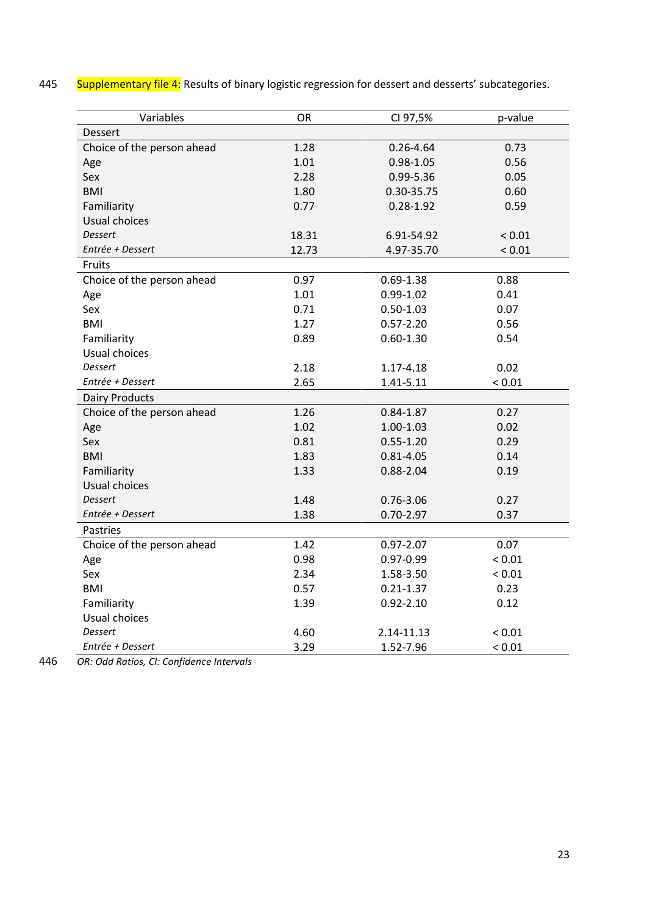Supplementary file 4: Results of binary logistic regression for dessert and desserts' subcategories.

| Variables | OR | CI 97,5% | p-value |
|---|---|---|---|
| Dessert | | | |
| Choice of the person ahead | 1.28 | 0.26-4.64 | 0.73 |
| Age | 1.01 | 0.98-1.05 | 0.56 |
| Sex | 2.28 | 0.99-5.36 | 0.05 |
| BMI | 1.80 | 0.30-35.75 | 0.60 |
| Familiarity | 0.77 | 0.28-1.92 | 0.59 |
| Usual choices | | | |
| *Dessert* | 18.31 | 6.91-54.92 | < 0.01 |
| *Entrée + Dessert* | 12.73 | 4.97-35.70 | < 0.01 |
| Fruits | | | |
| Choice of the person ahead | 0.97 | 0.69-1.38 | 0.88 |
| Age | 1.01 | 0.99-1.02 | 0.41 |
| Sex | 0.71 | 0.50-1.03 | 0.07 |
| BMI | 1.27 | 0.57-2.20 | 0.56 |
| Familiarity | 0.89 | 0.60-1.30 | 0.54 |
| Usual choices | | | |
| *Dessert* | 2.18 | 1.17-4.18 | 0.02 |
| *Entrée + Dessert* | 2.65 | 1.41-5.11 | < 0.01 |
| Dairy Products | | | |
| Choice of the person ahead | 1.26 | 0.84-1.87 | 0.27 |
| Age | 1.02 | 1.00-1.03 | 0.02 |
| Sex | 0.81 | 0.55-1.20 | 0.29 |
| BMI | 1.83 | 0.81-4.05 | 0.14 |
| Familiarity | 1.33 | 0.88-2.04 | 0.19 |
| Usual choices | | | |
| *Dessert* | 1.48 | 0.76-3.06 | 0.27 |
| *Entrée + Dessert* | 1.38 | 0.70-2.97 | 0.37 |
| Pastries | | | |
| Choice of the person ahead | 1.42 | 0.97-2.07 | 0.07 |
| Age | 0.98 | 0.97-0.99 | < 0.01 |
| Sex | 2.34 | 1.58-3.50 | < 0.01 |
| BMI | 0.57 | 0.21-1.37 | 0.23 |
| Familiarity | 1.39 | 0.92-2.10 | 0.12 |
| Usual choices | | | |
| *Dessert* | 4.60 | 2.14-11.13 | < 0.01 |
| *Entrée + Dessert* | 3.29 | 1.52-7.96 | < 0.01 |

*OR: Odd Ratios, CI: Confidence Intervals*